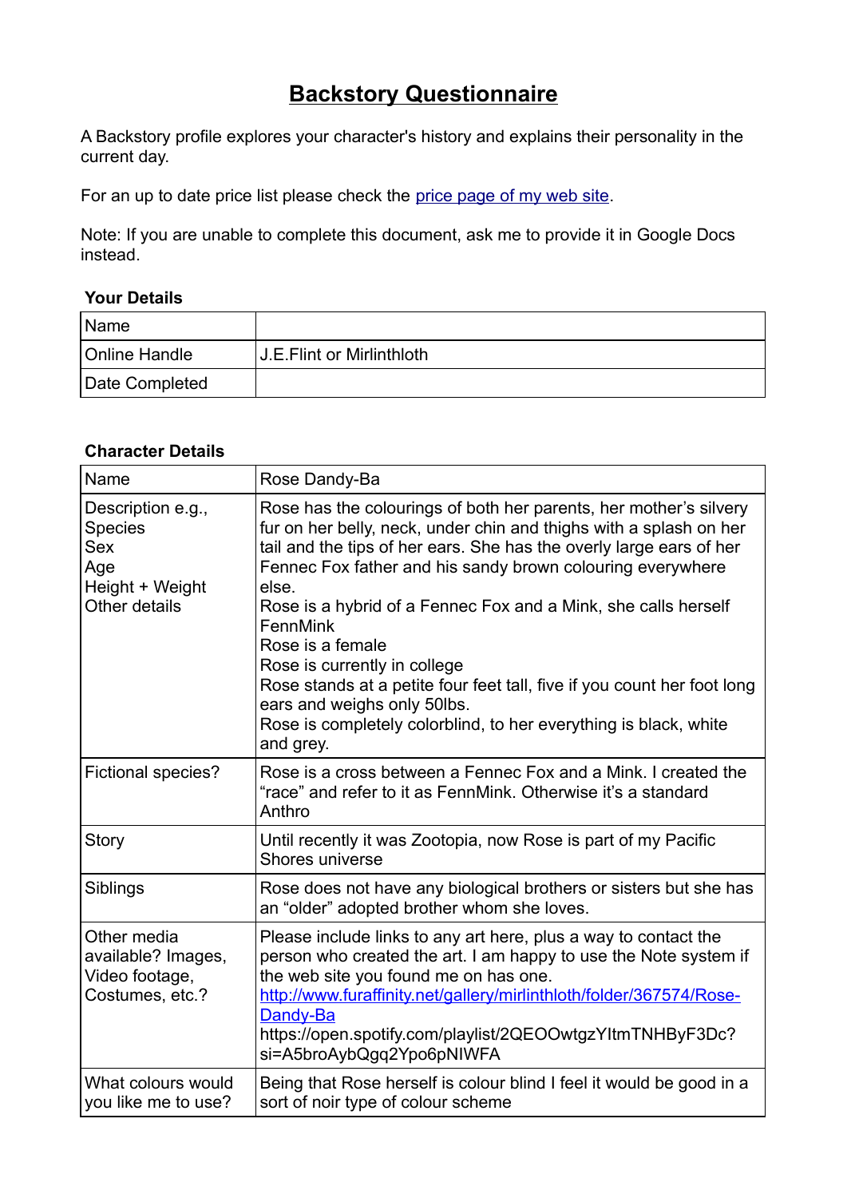# Backstory Questionnaire

A Backstory profile explores your character's history and explains their personality in the current day.

For an up to date price list please check the [price page of my web site](#).

Note: If you are unable to complete this document, ask me to provide it in Google Docs instead.

**Your Details**

| Name | |
|---|---|
| Online Handle | J.E.Flint or Mirlinthloth |
| Date Completed | |

**Character Details**

| Name | Rose Dandy-Ba |
|---|---|
| Description e.g.,<br>Species<br>Sex<br>Age<br>Height + Weight<br>Other details | Rose has the colourings of both her parents, her mother's silvery fur on her belly, neck, under chin and thighs with a splash on her tail and the tips of her ears. She has the overly large ears of her Fennec Fox father and his sandy brown colouring everywhere else.<br>Rose is a hybrid of a Fennec Fox and a Mink, she calls herself FennMink<br>Rose is a female<br>Rose is currently in college<br>Rose stands at a petite four feet tall, five if you count her foot long ears and weighs only 50lbs.<br>Rose is completely colorblind, to her everything is black, white and grey. |
| Fictional species? | Rose is a cross between a Fennec Fox and a Mink. I created the "race" and refer to it as FennMink. Otherwise it's a standard Anthro |
| Story | Until recently it was Zootopia, now Rose is part of my Pacific Shores universe |
| Siblings | Rose does not have any biological brothers or sisters but she has an "older" adopted brother whom she loves. |
| Other media available? Images, Video footage, Costumes, etc.? | Please include links to any art here, plus a way to contact the person who created the art. I am happy to use the Note system if the web site you found me on has one.<br>[http://www.furaffinity.net/gallery/mirlinthloth/folder/367574/Rose-Dandy-Ba](http://www.furaffinity.net/gallery/mirlinthloth/folder/367574/Rose-Dandy-Ba)<br>https://open.spotify.com/playlist/2QEOOwtgzYItmTNHByF3Dc?si=A5broAybQgq2Ypo6pNIWFA |
| What colours would you like me to use? | Being that Rose herself is colour blind I feel it would be good in a sort of noir type of colour scheme |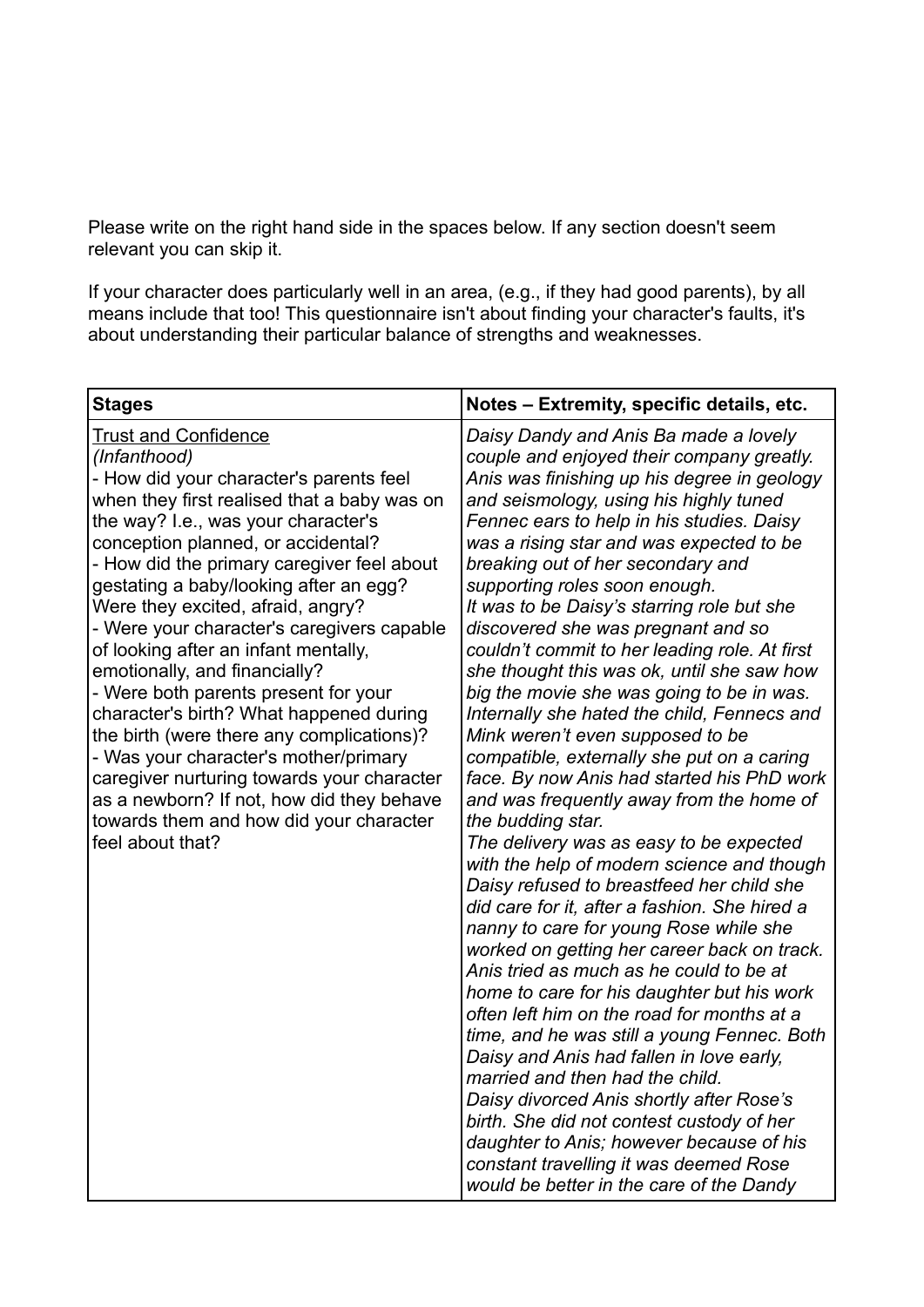Please write on the right hand side in the spaces below. If any section doesn't seem relevant you can skip it.

If your character does particularly well in an area, (e.g., if they had good parents), by all means include that too! This questionnaire isn't about finding your character's faults, it's about understanding their particular balance of strengths and weaknesses.

| **Stages** | **Notes – Extremity, specific details, etc.** |
|---|---|
| Trust and Confidence<br>*(Infanthood)*<br>- How did your character's parents feel when they first realised that a baby was on the way? I.e., was your character's conception planned, or accidental?<br>- How did the primary caregiver feel about gestating a baby/looking after an egg? Were they excited, afraid, angry?<br>- Were your character's caregivers capable of looking after an infant mentally, emotionally, and financially?<br>- Were both parents present for your character's birth? What happened during the birth (were there any complications)?<br>- Was your character's mother/primary caregiver nurturing towards your character as a newborn? If not, how did they behave towards them and how did your character feel about that? | *Daisy Dandy and Anis Ba made a lovely couple and enjoyed their company greatly. Anis was finishing up his degree in geology and seismology, using his highly tuned Fennec ears to help in his studies. Daisy was a rising star and was expected to be breaking out of her secondary and supporting roles soon enough.*<br>*It was to be Daisy's starring role but she discovered she was pregnant and so couldn't commit to her leading role. At first she thought this was ok, until she saw how big the movie she was going to be in was. Internally she hated the child, Fennecs and Mink weren't even supposed to be compatible, externally she put on a caring face. By now Anis had started his PhD work and was frequently away from the home of the budding star.*<br>*The delivery was as easy to be expected with the help of modern science and though Daisy refused to breastfeed her child she did care for it, after a fashion. She hired a nanny to care for young Rose while she worked on getting her career back on track. Anis tried as much as he could to be at home to care for his daughter but his work often left him on the road for months at a time, and he was still a young Fennec. Both Daisy and Anis had fallen in love early, married and then had the child.*<br>*Daisy divorced Anis shortly after Rose's birth. She did not contest custody of her daughter to Anis; however because of his constant travelling it was deemed Rose would be better in the care of the Dandy* |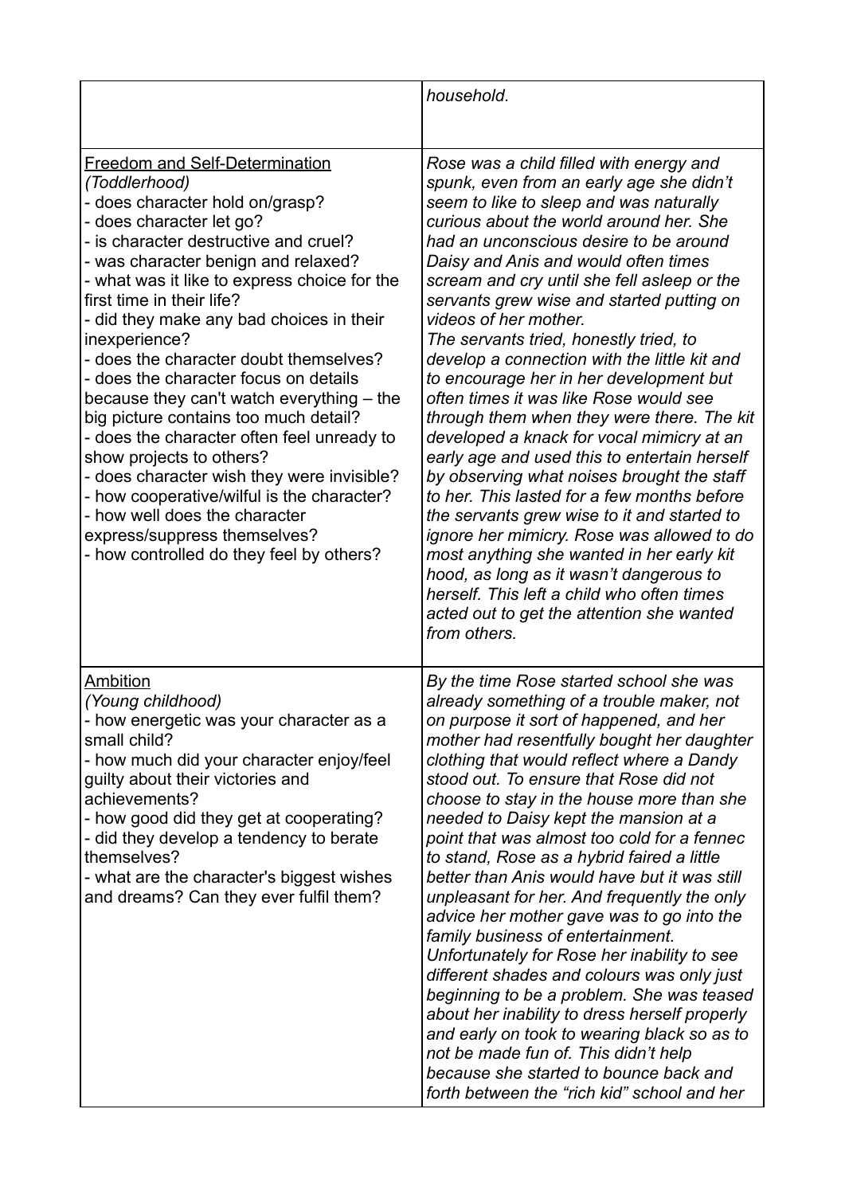| | |
|---|---|
| | *household.* |
| <u>Freedom and Self-Determination</u><br>*(Toddlerhood)*<br>- does character hold on/grasp?<br>- does character let go?<br>- is character destructive and cruel?<br>- was character benign and relaxed?<br>- what was it like to express choice for the first time in their life?<br>- did they make any bad choices in their inexperience?<br>- does the character doubt themselves?<br>- does the character focus on details because they can't watch everything – the big picture contains too much detail?<br>- does the character often feel unready to show projects to others?<br>- does character wish they were invisible?<br>- how cooperative/wilful is the character?<br>- how well does the character express/suppress themselves?<br>- how controlled do they feel by others? | *Rose was a child filled with energy and spunk, even from an early age she didn't seem to like to sleep and was naturally curious about the world around her. She had an unconscious desire to be around Daisy and Anis and would often times scream and cry until she fell asleep or the servants grew wise and started putting on videos of her mother.*<br>*The servants tried, honestly tried, to develop a connection with the little kit and to encourage her in her development but often times it was like Rose would see through them when they were there. The kit developed a knack for vocal mimicry at an early age and used this to entertain herself by observing what noises brought the staff to her. This lasted for a few months before the servants grew wise to it and started to ignore her mimicry. Rose was allowed to do most anything she wanted in her early kit hood, as long as it wasn't dangerous to herself. This left a child who often times acted out to get the attention she wanted from others.* |
| <u>Ambition</u><br>*(Young childhood)*<br>- how energetic was your character as a small child?<br>- how much did your character enjoy/feel guilty about their victories and achievements?<br>- how good did they get at cooperating?<br>- did they develop a tendency to berate themselves?<br>- what are the character's biggest wishes and dreams? Can they ever fulfil them? | *By the time Rose started school she was already something of a trouble maker, not on purpose it sort of happened, and her mother had resentfully bought her daughter clothing that would reflect where a Dandy stood out. To ensure that Rose did not choose to stay in the house more than she needed to Daisy kept the mansion at a point that was almost too cold for a fennec to stand, Rose as a hybrid faired a little better than Anis would have but it was still unpleasant for her. And frequently the only advice her mother gave was to go into the family business of entertainment.*<br>*Unfortunately for Rose her inability to see different shades and colours was only just beginning to be a problem. She was teased about her inability to dress herself properly and early on took to wearing black so as to not be made fun of. This didn't help because she started to bounce back and forth between the "rich kid" school and her* |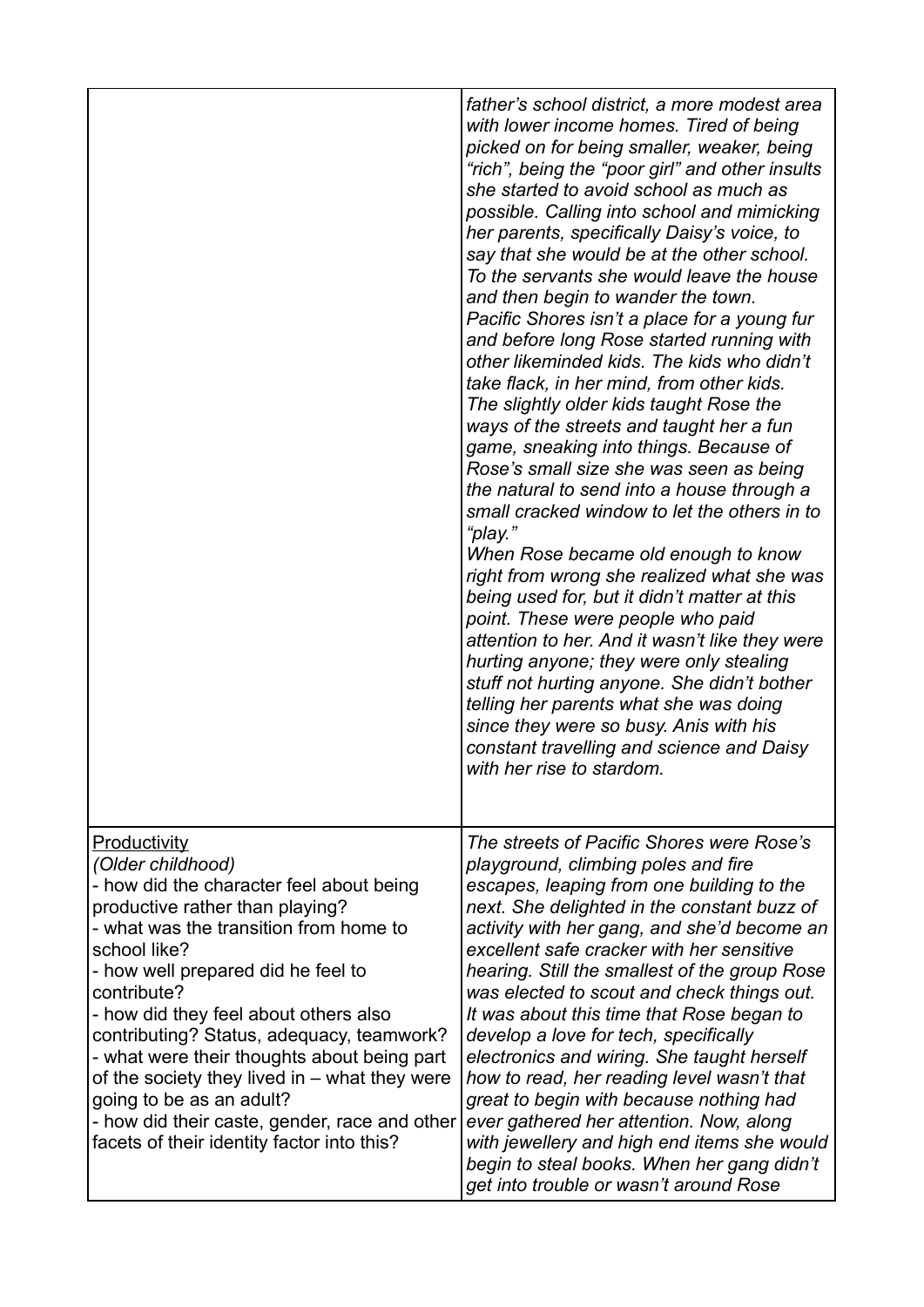| | |
|---|---|
| | *father's school district, a more modest area with lower income homes. Tired of being picked on for being smaller, weaker, being "rich", being the "poor girl" and other insults she started to avoid school as much as possible. Calling into school and mimicking her parents, specifically Daisy's voice, to say that she would be at the other school. To the servants she would leave the house and then begin to wander the town.*<br>*Pacific Shores isn't a place for a young fur and before long Rose started running with other likeminded kids. The kids who didn't take flack, in her mind, from other kids. The slightly older kids taught Rose the ways of the streets and taught her a fun game, sneaking into things. Because of Rose's small size she was seen as being the natural to send into a house through a small cracked window to let the others in to "play."*<br>*When Rose became old enough to know right from wrong she realized what she was being used for, but it didn't matter at this point. These were people who paid attention to her. And it wasn't like they were hurting anyone; they were only stealing stuff not hurting anyone. She didn't bother telling her parents what she was doing since they were so busy. Anis with his constant travelling and science and Daisy with her rise to stardom.* |
| <u>Productivity</u><br>*(Older childhood)*<br>- how did the character feel about being productive rather than playing?<br>- what was the transition from home to school like?<br>- how well prepared did he feel to contribute?<br>- how did they feel about others also contributing? Status, adequacy, teamwork?<br>- what were their thoughts about being part of the society they lived in – what they were going to be as an adult?<br>- how did their caste, gender, race and other facets of their identity factor into this? | *The streets of Pacific Shores were Rose's playground, climbing poles and fire escapes, leaping from one building to the next. She delighted in the constant buzz of activity with her gang, and she'd become an excellent safe cracker with her sensitive hearing. Still the smallest of the group Rose was elected to scout and check things out. It was about this time that Rose began to develop a love for tech, specifically electronics and wiring. She taught herself how to read, her reading level wasn't that great to begin with because nothing had ever gathered her attention. Now, along with jewellery and high end items she would begin to steal books. When her gang didn't get into trouble or wasn't around Rose* |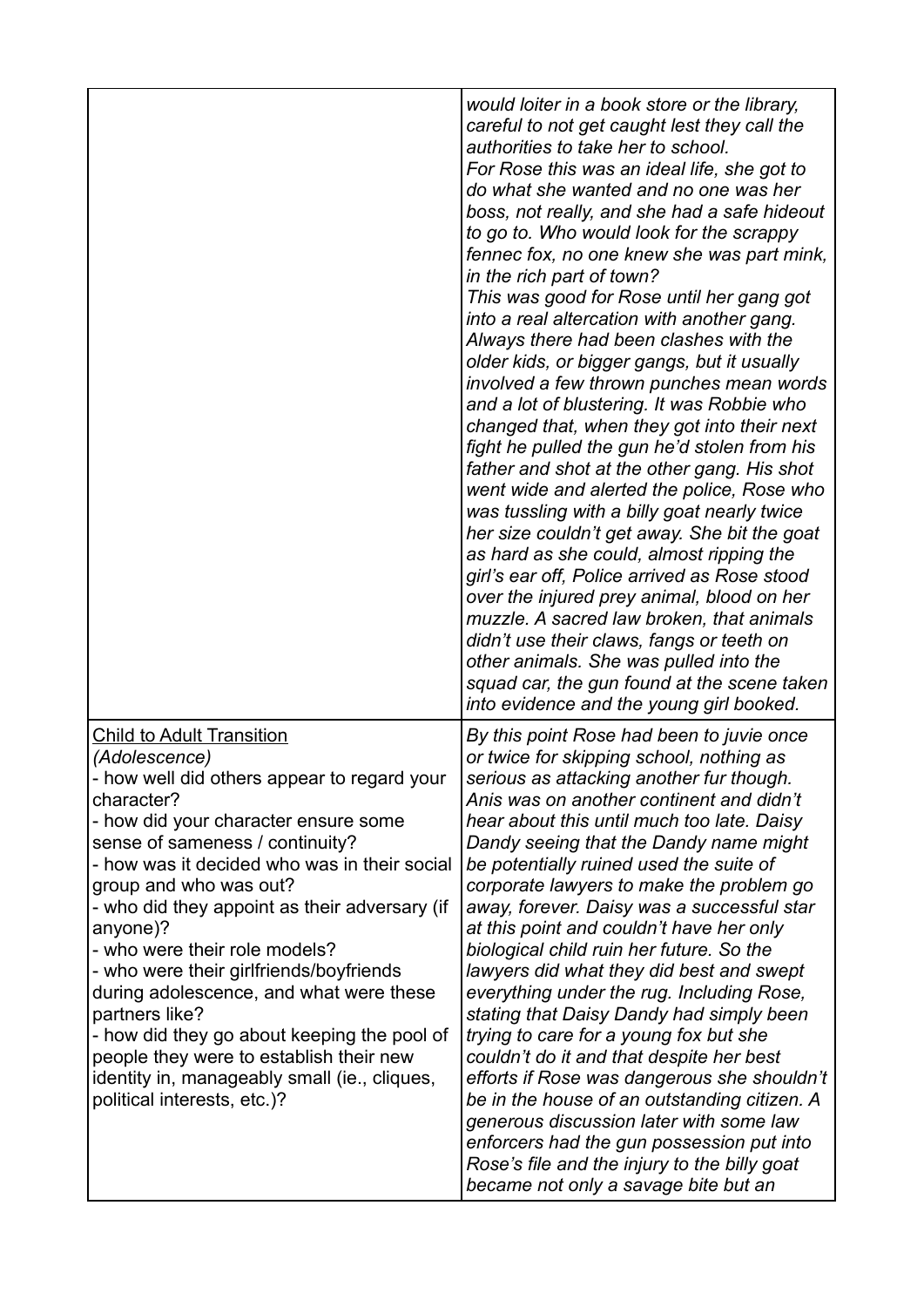| | |
|---|---|
| | *would loiter in a book store or the library, careful to not get caught lest they call the authorities to take her to school.*<br>*For Rose this was an ideal life, she got to do what she wanted and no one was her boss, not really, and she had a safe hideout to go to. Who would look for the scrappy fennec fox, no one knew she was part mink, in the rich part of town?*<br>*This was good for Rose until her gang got into a real altercation with another gang. Always there had been clashes with the older kids, or bigger gangs, but it usually involved a few thrown punches mean words and a lot of blustering. It was Robbie who changed that, when they got into their next fight he pulled the gun he'd stolen from his father and shot at the other gang. His shot went wide and alerted the police, Rose who was tussling with a billy goat nearly twice her size couldn't get away. She bit the goat as hard as she could, almost ripping the girl's ear off, Police arrived as Rose stood over the injured prey animal, blood on her muzzle. A sacred law broken, that animals didn't use their claws, fangs or teeth on other animals. She was pulled into the squad car, the gun found at the scene taken into evidence and the young girl booked.* |
| <u>Child to Adult Transition</u><br>*(Adolescence)*<br>- how well did others appear to regard your character?<br>- how did your character ensure some sense of sameness / continuity?<br>- how was it decided who was in their social group and who was out?<br>- who did they appoint as their adversary (if anyone)?<br>- who were their role models?<br>- who were their girlfriends/boyfriends during adolescence, and what were these partners like?<br>- how did they go about keeping the pool of people they were to establish their new identity in, manageably small (ie., cliques, political interests, etc.)? | *By this point Rose had been to juvie once or twice for skipping school, nothing as serious as attacking another fur though. Anis was on another continent and didn't hear about this until much too late. Daisy Dandy seeing that the Dandy name might be potentially ruined used the suite of corporate lawyers to make the problem go away, forever. Daisy was a successful star at this point and couldn't have her only biological child ruin her future. So the lawyers did what they did best and swept everything under the rug. Including Rose, stating that Daisy Dandy had simply been trying to care for a young fox but she couldn't do it and that despite her best efforts if Rose was dangerous she shouldn't be in the house of an outstanding citizen. A generous discussion later with some law enforcers had the gun possession put into Rose's file and the injury to the billy goat became not only a savage bite but an* |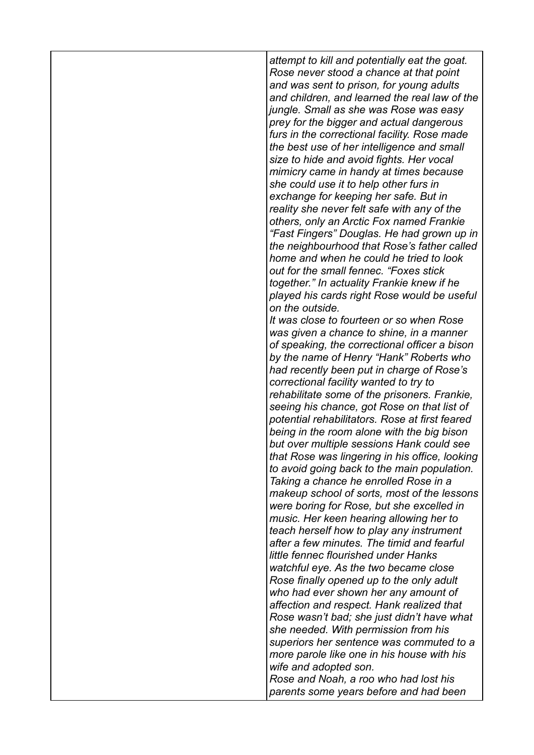*attempt to kill and potentially eat the goat. Rose never stood a chance at that point and was sent to prison, for young adults and children, and learned the real law of the jungle. Small as she was Rose was easy prey for the bigger and actual dangerous furs in the correctional facility. Rose made the best use of her intelligence and small size to hide and avoid fights. Her vocal mimicry came in handy at times because she could use it to help other furs in exchange for keeping her safe. But in reality she never felt safe with any of the others, only an Arctic Fox named Frankie "Fast Fingers" Douglas. He had grown up in the neighbourhood that Rose's father called home and when he could he tried to look out for the small fennec. "Foxes stick together." In actuality Frankie knew if he played his cards right Rose would be useful on the outside.*

*It was close to fourteen or so when Rose was given a chance to shine, in a manner of speaking, the correctional officer a bison by the name of Henry "Hank" Roberts who had recently been put in charge of Rose's correctional facility wanted to try to rehabilitate some of the prisoners. Frankie, seeing his chance, got Rose on that list of potential rehabilitators. Rose at first feared being in the room alone with the big bison but over multiple sessions Hank could see that Rose was lingering in his office, looking to avoid going back to the main population. Taking a chance he enrolled Rose in a makeup school of sorts, most of the lessons were boring for Rose, but she excelled in music. Her keen hearing allowing her to teach herself how to play any instrument after a few minutes. The timid and fearful little fennec flourished under Hanks watchful eye. As the two became close Rose finally opened up to the only adult who had ever shown her any amount of affection and respect. Hank realized that Rose wasn't bad; she just didn't have what she needed. With permission from his superiors her sentence was commuted to a more parole like one in his house with his wife and adopted son.*

*Rose and Noah, a roo who had lost his parents some years before and had been*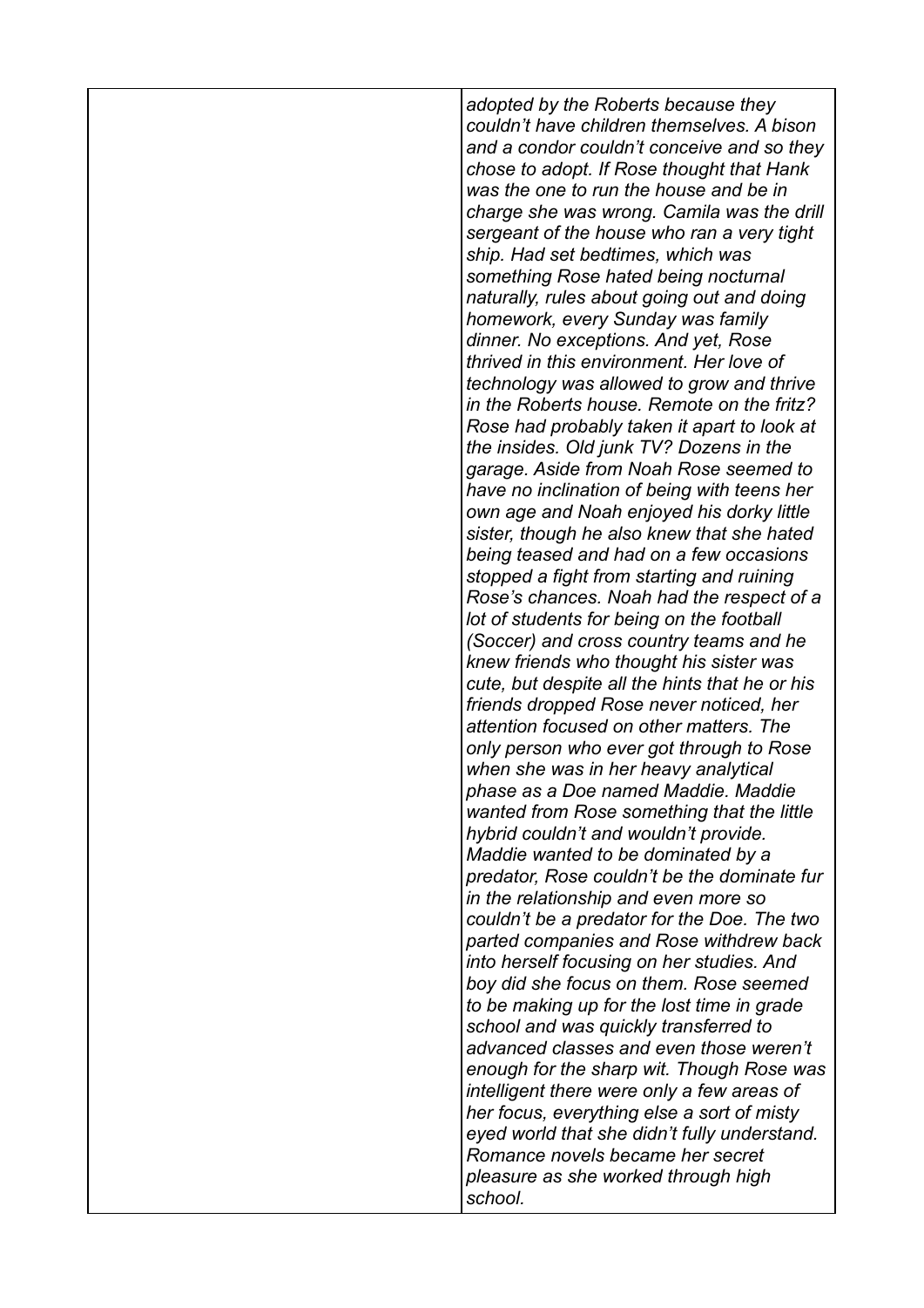| | *adopted by the Roberts because they couldn't have children themselves. A bison and a condor couldn't conceive and so they chose to adopt. If Rose thought that Hank was the one to run the house and be in charge she was wrong. Camila was the drill sergeant of the house who ran a very tight ship. Had set bedtimes, which was something Rose hated being nocturnal naturally, rules about going out and doing homework, every Sunday was family dinner. No exceptions. And yet, Rose thrived in this environment. Her love of technology was allowed to grow and thrive in the Roberts house. Remote on the fritz? Rose had probably taken it apart to look at the insides. Old junk TV? Dozens in the garage. Aside from Noah Rose seemed to have no inclination of being with teens her own age and Noah enjoyed his dorky little sister, though he also knew that she hated being teased and had on a few occasions stopped a fight from starting and ruining Rose's chances. Noah had the respect of a lot of students for being on the football (Soccer) and cross country teams and he knew friends who thought his sister was cute, but despite all the hints that he or his friends dropped Rose never noticed, her attention focused on other matters. The only person who ever got through to Rose when she was in her heavy analytical phase as a Doe named Maddie. Maddie wanted from Rose something that the little hybrid couldn't and wouldn't provide. Maddie wanted to be dominated by a predator, Rose couldn't be the dominate fur in the relationship and even more so couldn't be a predator for the Doe. The two parted companies and Rose withdrew back into herself focusing on her studies. And boy did she focus on them. Rose seemed to be making up for the lost time in grade school and was quickly transferred to advanced classes and even those weren't enough for the sharp wit. Though Rose was intelligent there were only a few areas of her focus, everything else a sort of misty eyed world that she didn't fully understand. Romance novels became her secret pleasure as she worked through high school.* |
|---|---|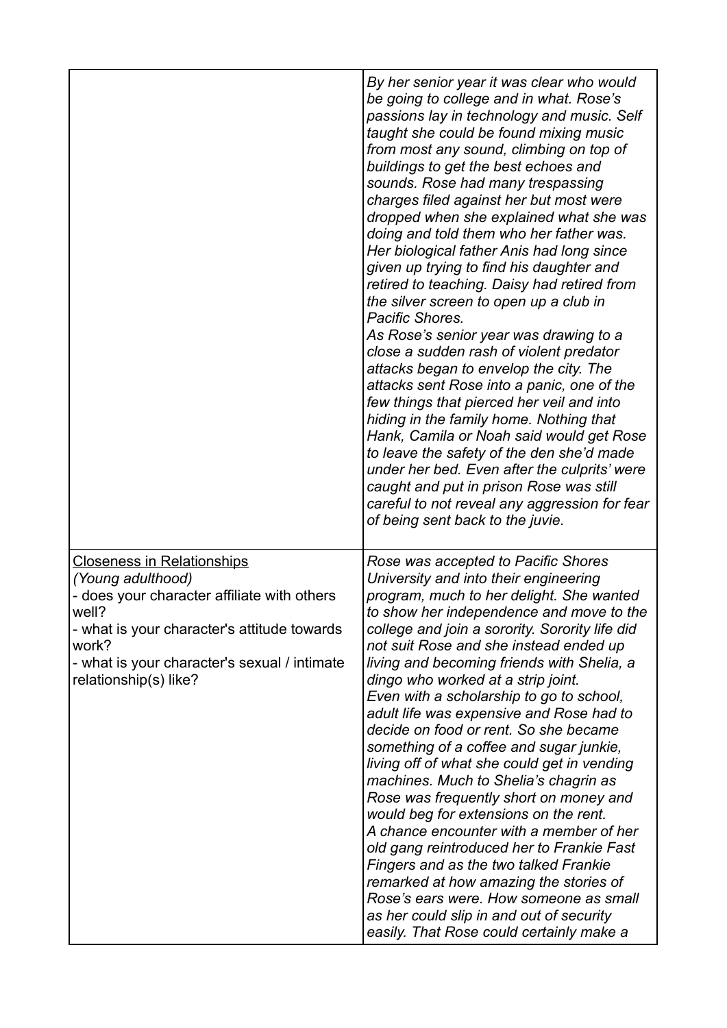| | |
|---|---|
| | *By her senior year it was clear who would be going to college and in what. Rose's passions lay in technology and music. Self taught she could be found mixing music from most any sound, climbing on top of buildings to get the best echoes and sounds. Rose had many trespassing charges filed against her but most were dropped when she explained what she was doing and told them who her father was. Her biological father Anis had long since given up trying to find his daughter and retired to teaching. Daisy had retired from the silver screen to open up a club in Pacific Shores.*<br>*As Rose's senior year was drawing to a close a sudden rash of violent predator attacks began to envelop the city. The attacks sent Rose into a panic, one of the few things that pierced her veil and into hiding in the family home. Nothing that Hank, Camila or Noah said would get Rose to leave the safety of the den she'd made under her bed. Even after the culprits' were caught and put in prison Rose was still careful to not reveal any aggression for fear of being sent back to the juvie.* |
| <u>Closeness in Relationships</u><br>*(Young adulthood)*<br>- does your character affiliate with others well?<br>- what is your character's attitude towards work?<br>- what is your character's sexual / intimate relationship(s) like? | *Rose was accepted to Pacific Shores University and into their engineering program, much to her delight. She wanted to show her independence and move to the college and join a sorority. Sorority life did not suit Rose and she instead ended up living and becoming friends with Shelia, a dingo who worked at a strip joint.*<br>*Even with a scholarship to go to school, adult life was expensive and Rose had to decide on food or rent. So she became something of a coffee and sugar junkie, living off of what she could get in vending machines. Much to Shelia's chagrin as Rose was frequently short on money and would beg for extensions on the rent.*<br>*A chance encounter with a member of her old gang reintroduced her to Frankie Fast Fingers and as the two talked Frankie remarked at how amazing the stories of Rose's ears were. How someone as small as her could slip in and out of security easily. That Rose could certainly make a* |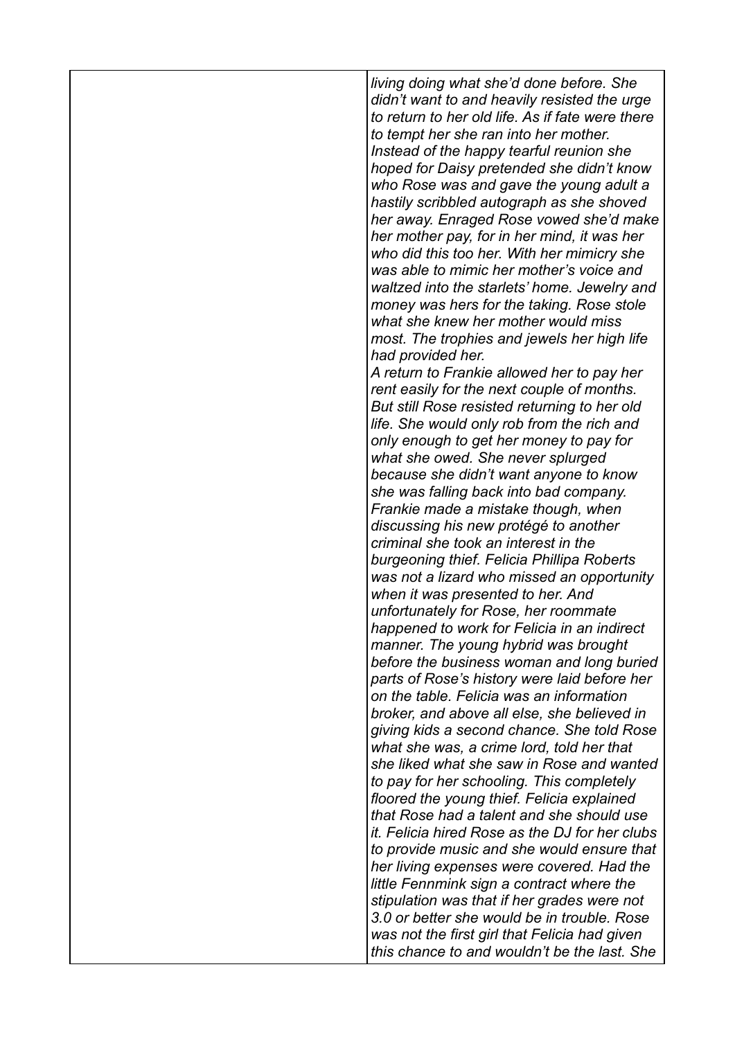| | *living doing what she'd done before. She didn't want to and heavily resisted the urge to return to her old life. As if fate were there to tempt her she ran into her mother. Instead of the happy tearful reunion she hoped for Daisy pretended she didn't know who Rose was and gave the young adult a hastily scribbled autograph as she shoved her away. Enraged Rose vowed she'd make her mother pay, for in her mind, it was her who did this too her. With her mimicry she was able to mimic her mother's voice and waltzed into the starlets' home. Jewelry and money was hers for the taking. Rose stole what she knew her mother would miss most. The trophies and jewels her high life had provided her.*<br>*A return to Frankie allowed her to pay her rent easily for the next couple of months. But still Rose resisted returning to her old life. She would only rob from the rich and only enough to get her money to pay for what she owed. She never splurged because she didn't want anyone to know she was falling back into bad company. Frankie made a mistake though, when discussing his new protégé to another criminal she took an interest in the burgeoning thief. Felicia Phillipa Roberts was not a lizard who missed an opportunity when it was presented to her. And unfortunately for Rose, her roommate happened to work for Felicia in an indirect manner. The young hybrid was brought before the business woman and long buried parts of Rose's history were laid before her on the table. Felicia was an information broker, and above all else, she believed in giving kids a second chance. She told Rose what she was, a crime lord, told her that she liked what she saw in Rose and wanted to pay for her schooling. This completely floored the young thief. Felicia explained that Rose had a talent and she should use it. Felicia hired Rose as the DJ for her clubs to provide music and she would ensure that her living expenses were covered. Had the little Fennmink sign a contract where the stipulation was that if her grades were not 3.0 or better she would be in trouble. Rose was not the first girl that Felicia had given this chance to and wouldn't be the last. She* |
|---|---|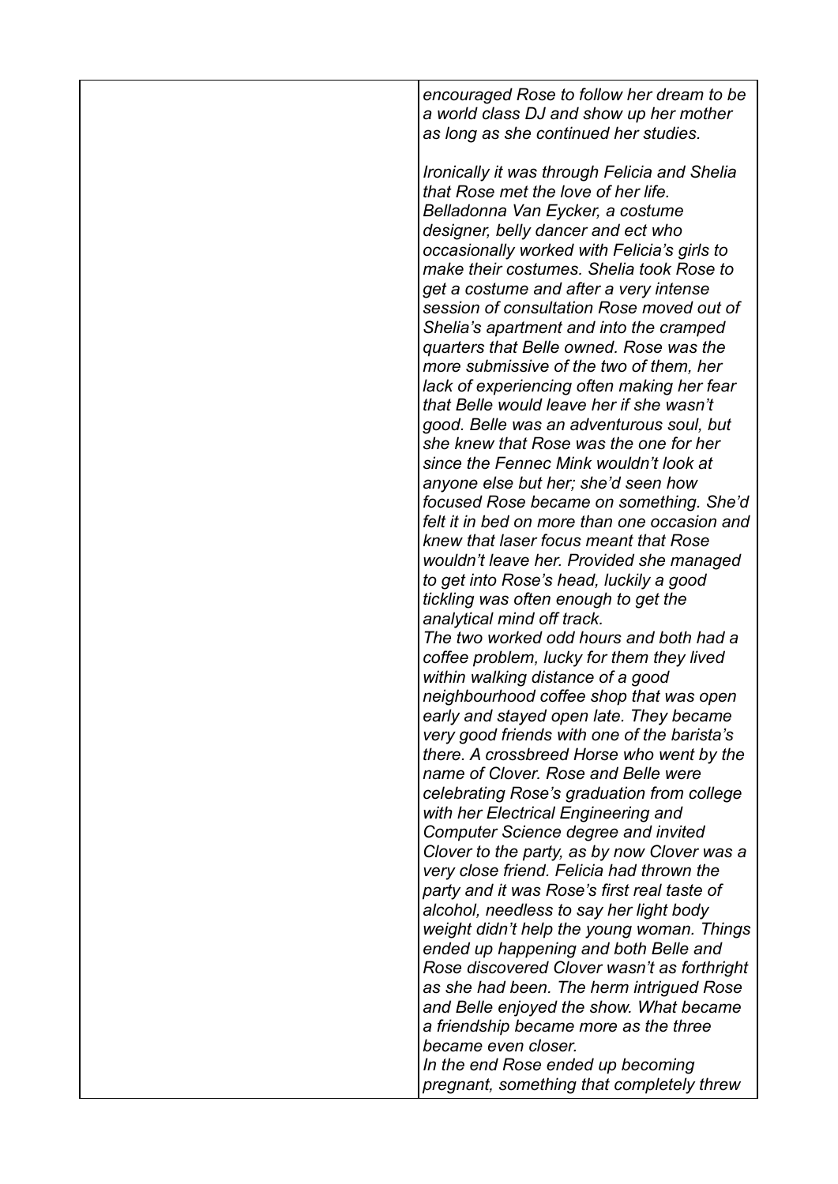*encouraged Rose to follow her dream to be a world class DJ and show up her mother as long as she continued her studies.*

*Ironically it was through Felicia and Shelia that Rose met the love of her life. Belladonna Van Eycker, a costume designer, belly dancer and ect who occasionally worked with Felicia's girls to make their costumes. Shelia took Rose to get a costume and after a very intense session of consultation Rose moved out of Shelia's apartment and into the cramped quarters that Belle owned. Rose was the more submissive of the two of them, her lack of experiencing often making her fear that Belle would leave her if she wasn't good. Belle was an adventurous soul, but she knew that Rose was the one for her since the Fennec Mink wouldn't look at anyone else but her; she'd seen how focused Rose became on something. She'd felt it in bed on more than one occasion and knew that laser focus meant that Rose wouldn't leave her. Provided she managed to get into Rose's head, luckily a good tickling was often enough to get the analytical mind off track.*

*The two worked odd hours and both had a coffee problem, lucky for them they lived within walking distance of a good neighbourhood coffee shop that was open early and stayed open late. They became very good friends with one of the barista's there. A crossbreed Horse who went by the name of Clover. Rose and Belle were celebrating Rose's graduation from college with her Electrical Engineering and Computer Science degree and invited Clover to the party, as by now Clover was a very close friend. Felicia had thrown the party and it was Rose's first real taste of alcohol, needless to say her light body weight didn't help the young woman. Things ended up happening and both Belle and Rose discovered Clover wasn't as forthright as she had been. The herm intrigued Rose and Belle enjoyed the show. What became a friendship became more as the three became even closer.*

*In the end Rose ended up becoming pregnant, something that completely threw*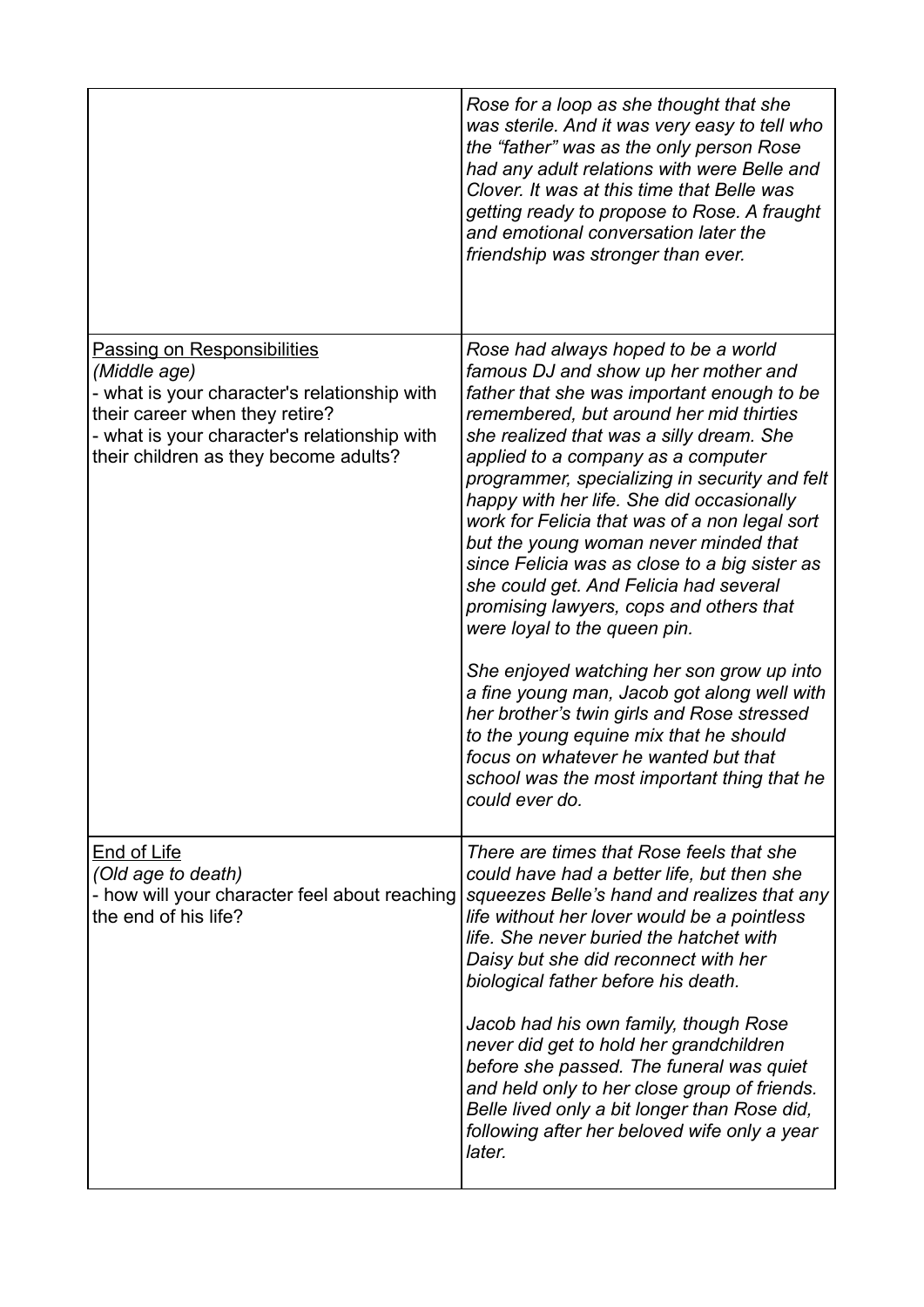| | |
|---|---|
| | *Rose for a loop as she thought that she was sterile. And it was very easy to tell who the "father" was as the only person Rose had any adult relations with were Belle and Clover. It was at this time that Belle was getting ready to propose to Rose. A fraught and emotional conversation later the friendship was stronger than ever.* |
| <u>Passing on Responsibilities</u><br>*(Middle age)*<br>- what is your character's relationship with their career when they retire?<br>- what is your character's relationship with their children as they become adults? | *Rose had always hoped to be a world famous DJ and show up her mother and father that she was important enough to be remembered, but around her mid thirties she realized that was a silly dream. She applied to a company as a computer programmer, specializing in security and felt happy with her life. She did occasionally work for Felicia that was of a non legal sort but the young woman never minded that since Felicia was as close to a big sister as she could get. And Felicia had several promising lawyers, cops and others that were loyal to the queen pin.*<br><br>*She enjoyed watching her son grow up into a fine young man, Jacob got along well with her brother's twin girls and Rose stressed to the young equine mix that he should focus on whatever he wanted but that school was the most important thing that he could ever do.* |
| <u>End of Life</u><br>*(Old age to death)*<br>- how will your character feel about reaching the end of his life? | *There are times that Rose feels that she could have had a better life, but then she squeezes Belle's hand and realizes that any life without her lover would be a pointless life. She never buried the hatchet with Daisy but she did reconnect with her biological father before his death.*<br><br>*Jacob had his own family, though Rose never did get to hold her grandchildren before she passed. The funeral was quiet and held only to her close group of friends. Belle lived only a bit longer than Rose did, following after her beloved wife only a year later.* |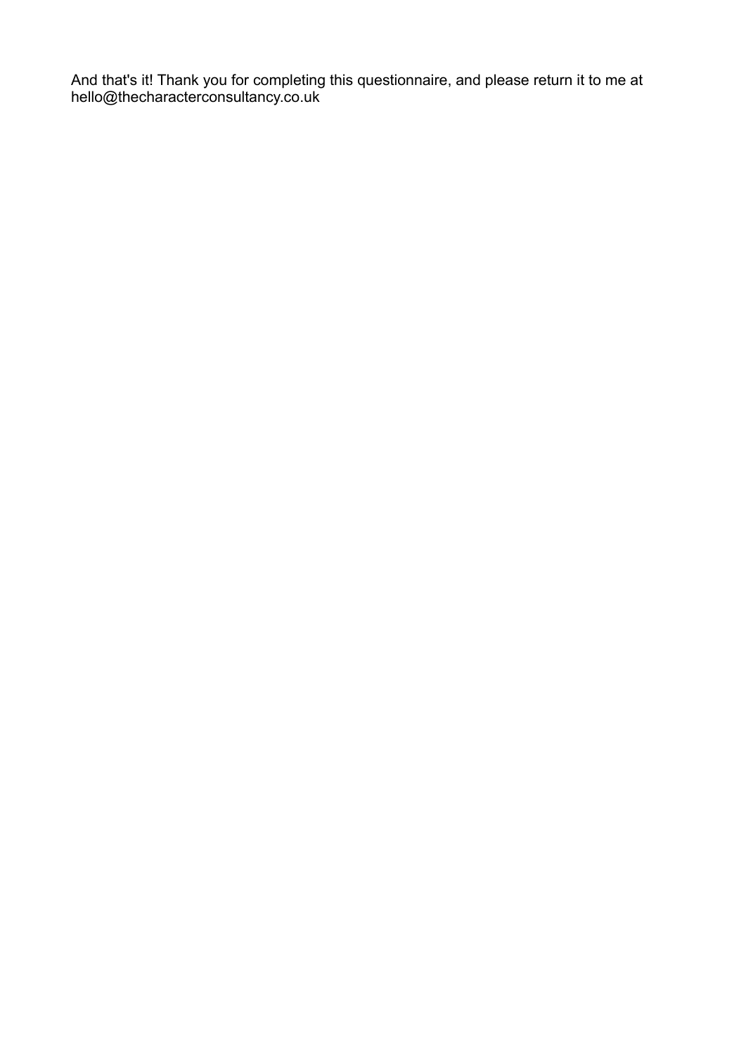And that's it! Thank you for completing this questionnaire, and please return it to me at hello@thecharacterconsultancy.co.uk